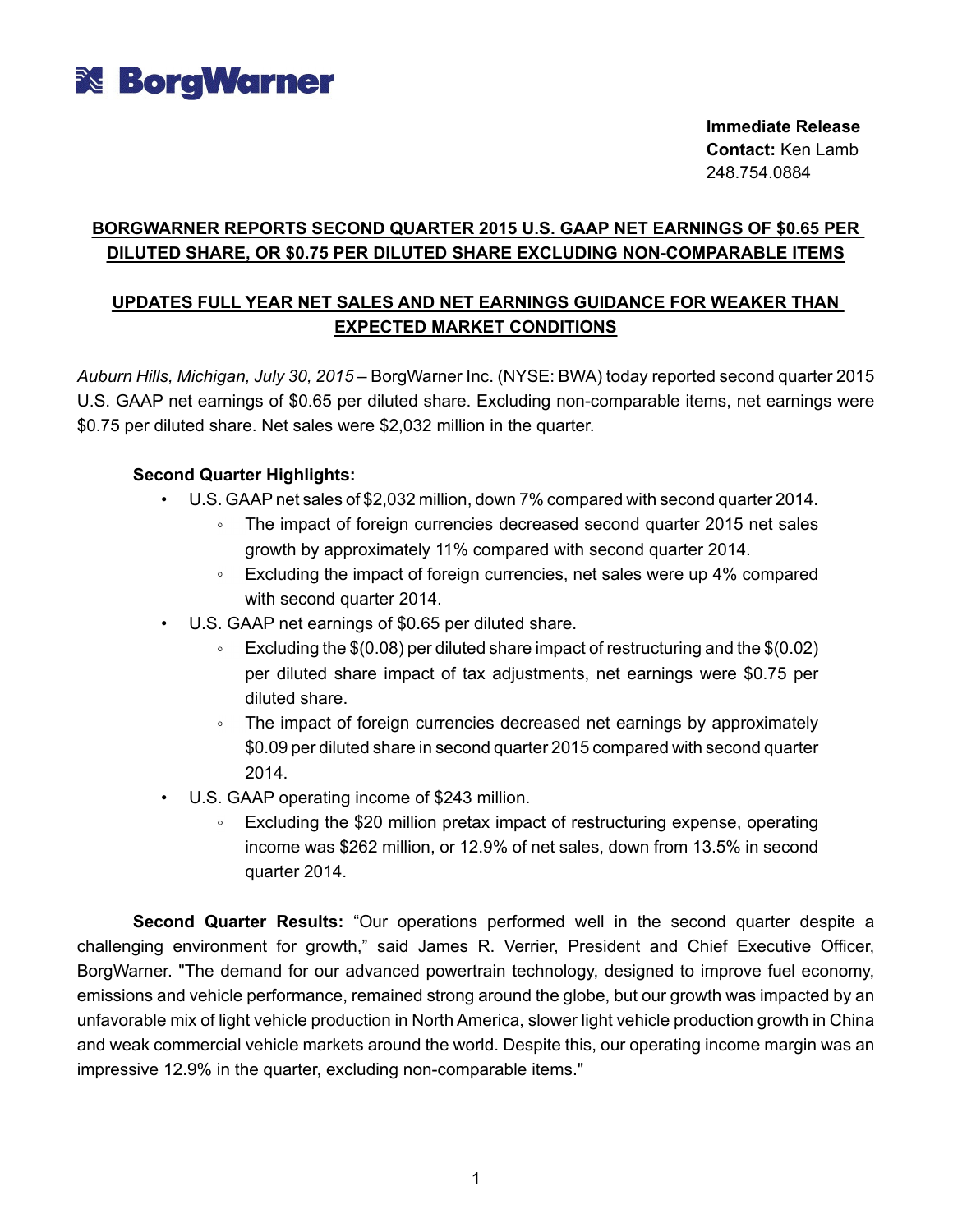# BorgWarner

**Immediate Release**
**Contact:** Ken Lamb
248.754.0884

## BORGWARNER REPORTS SECOND QUARTER 2015 U.S. GAAP NET EARNINGS OF $0.65 PER DILUTED SHARE, OR $0.75 PER DILUTED SHARE EXCLUDING NON-COMPARABLE ITEMS

## UPDATES FULL YEAR NET SALES AND NET EARNINGS GUIDANCE FOR WEAKER THAN EXPECTED MARKET CONDITIONS

*Auburn Hills, Michigan, July 30, 2015* – BorgWarner Inc. (NYSE: BWA) today reported second quarter 2015 U.S. GAAP net earnings of $0.65 per diluted share. Excluding non-comparable items, net earnings were $0.75 per diluted share. Net sales were $2,032 million in the quarter.

**Second Quarter Highlights:**

- U.S. GAAP net sales of $2,032 million, down 7% compared with second quarter 2014.
  - The impact of foreign currencies decreased second quarter 2015 net sales growth by approximately 11% compared with second quarter 2014.
  - Excluding the impact of foreign currencies, net sales were up 4% compared with second quarter 2014.
- U.S. GAAP net earnings of $0.65 per diluted share.
  - Excluding the $(0.08) per diluted share impact of restructuring and the $(0.02) per diluted share impact of tax adjustments, net earnings were $0.75 per diluted share.
  - The impact of foreign currencies decreased net earnings by approximately $0.09 per diluted share in second quarter 2015 compared with second quarter 2014.
- U.S. GAAP operating income of $243 million.
  - Excluding the $20 million pretax impact of restructuring expense, operating income was $262 million, or 12.9% of net sales, down from 13.5% in second quarter 2014.

**Second Quarter Results:** "Our operations performed well in the second quarter despite a challenging environment for growth," said James R. Verrier, President and Chief Executive Officer, BorgWarner. "The demand for our advanced powertrain technology, designed to improve fuel economy, emissions and vehicle performance, remained strong around the globe, but our growth was impacted by an unfavorable mix of light vehicle production in North America, slower light vehicle production growth in China and weak commercial vehicle markets around the world. Despite this, our operating income margin was an impressive 12.9% in the quarter, excluding non-comparable items."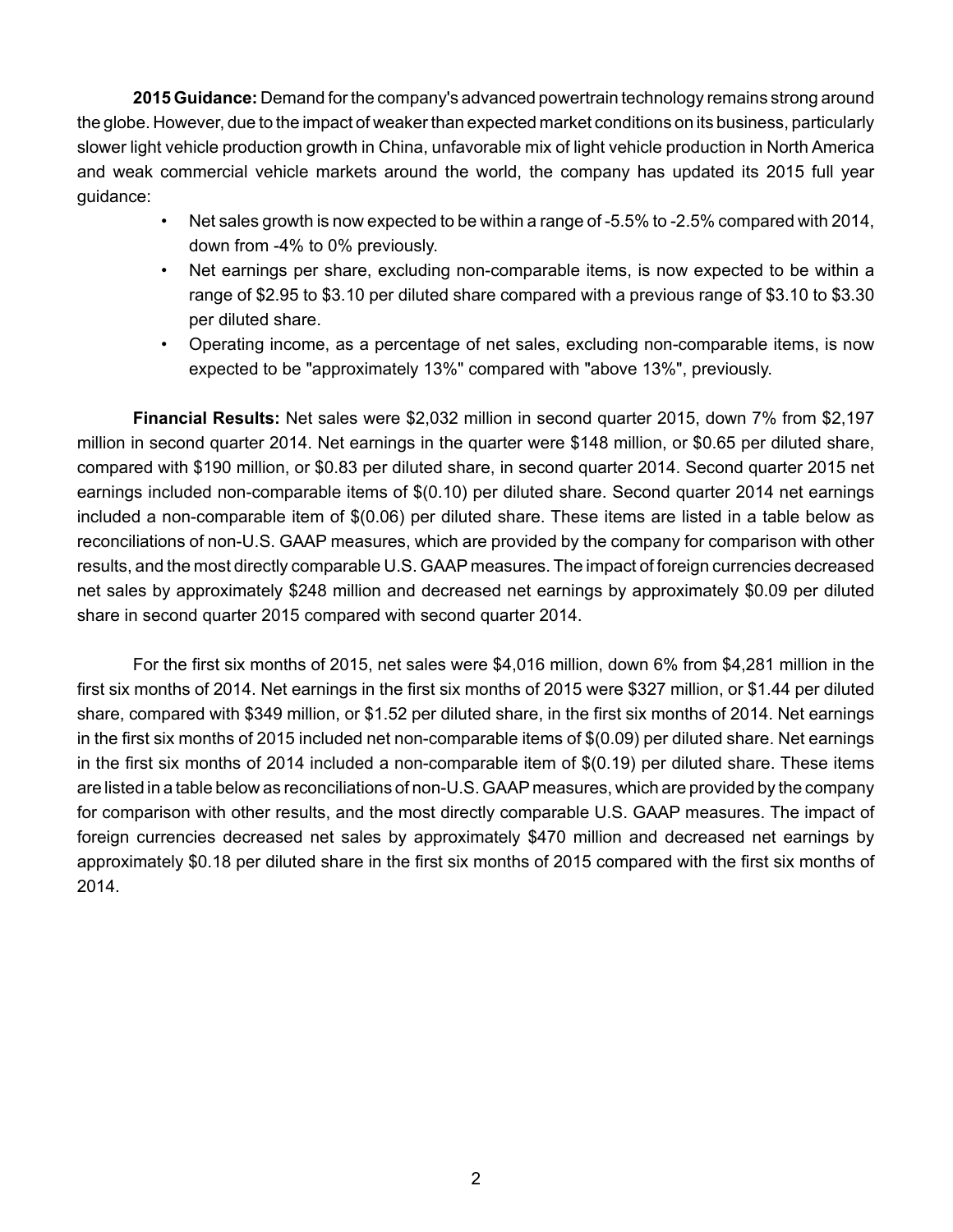**2015 Guidance:** Demand for the company's advanced powertrain technology remains strong around the globe. However, due to the impact of weaker than expected market conditions on its business, particularly slower light vehicle production growth in China, unfavorable mix of light vehicle production in North America and weak commercial vehicle markets around the world, the company has updated its 2015 full year guidance:

- Net sales growth is now expected to be within a range of -5.5% to -2.5% compared with 2014, down from -4% to 0% previously.
- Net earnings per share, excluding non-comparable items, is now expected to be within a range of $2.95 to $3.10 per diluted share compared with a previous range of $3.10 to $3.30 per diluted share.
- Operating income, as a percentage of net sales, excluding non-comparable items, is now expected to be "approximately 13%" compared with "above 13%", previously.

**Financial Results:** Net sales were $2,032 million in second quarter 2015, down 7% from $2,197 million in second quarter 2014. Net earnings in the quarter were $148 million, or $0.65 per diluted share, compared with $190 million, or $0.83 per diluted share, in second quarter 2014. Second quarter 2015 net earnings included non-comparable items of $(0.10) per diluted share. Second quarter 2014 net earnings included a non-comparable item of $(0.06) per diluted share. These items are listed in a table below as reconciliations of non-U.S. GAAP measures, which are provided by the company for comparison with other results, and the most directly comparable U.S. GAAP measures. The impact of foreign currencies decreased net sales by approximately $248 million and decreased net earnings by approximately $0.09 per diluted share in second quarter 2015 compared with second quarter 2014.

For the first six months of 2015, net sales were $4,016 million, down 6% from $4,281 million in the first six months of 2014. Net earnings in the first six months of 2015 were $327 million, or $1.44 per diluted share, compared with $349 million, or $1.52 per diluted share, in the first six months of 2014. Net earnings in the first six months of 2015 included net non-comparable items of $(0.09) per diluted share. Net earnings in the first six months of 2014 included a non-comparable item of $(0.19) per diluted share. These items are listed in a table below as reconciliations of non-U.S. GAAP measures, which are provided by the company for comparison with other results, and the most directly comparable U.S. GAAP measures. The impact of foreign currencies decreased net sales by approximately $470 million and decreased net earnings by approximately $0.18 per diluted share in the first six months of 2015 compared with the first six months of 2014.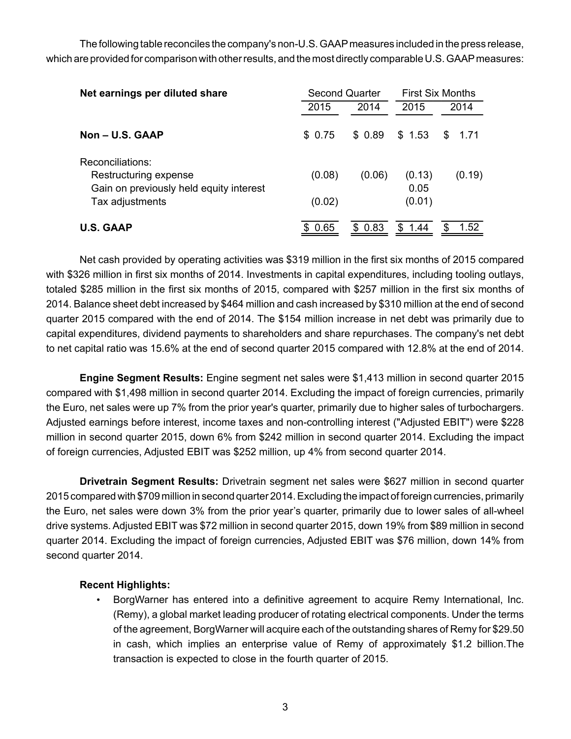The following table reconciles the company's non-U.S. GAAP measures included in the press release, which are provided for comparison with other results, and the most directly comparable U.S. GAAP measures:

| Net earnings per diluted share | Second Quarter | | First Six Months | |
|---|---|---|---|---|
| | 2015 | 2014 | 2015 | 2014 |
| **Non – U.S. GAAP** | $ 0.75 | $ 0.89 | $ 1.53 | $ 1.71 |
| Reconciliations: | | | | |
| Restructuring expense | (0.08) | (0.06) | (0.13) | (0.19) |
| Gain on previously held equity interest | | | 0.05 | |
| Tax adjustments | (0.02) | | (0.01) | |
| **U.S. GAAP** | $ 0.65 | $ 0.83 | $ 1.44 | $ 1.52 |

Net cash provided by operating activities was $319 million in the first six months of 2015 compared with $326 million in first six months of 2014. Investments in capital expenditures, including tooling outlays, totaled $285 million in the first six months of 2015, compared with $257 million in the first six months of 2014. Balance sheet debt increased by $464 million and cash increased by $310 million at the end of second quarter 2015 compared with the end of 2014. The $154 million increase in net debt was primarily due to capital expenditures, dividend payments to shareholders and share repurchases. The company's net debt to net capital ratio was 15.6% at the end of second quarter 2015 compared with 12.8% at the end of 2014.

**Engine Segment Results:** Engine segment net sales were $1,413 million in second quarter 2015 compared with $1,498 million in second quarter 2014. Excluding the impact of foreign currencies, primarily the Euro, net sales were up 7% from the prior year's quarter, primarily due to higher sales of turbochargers. Adjusted earnings before interest, income taxes and non-controlling interest ("Adjusted EBIT") were $228 million in second quarter 2015, down 6% from $242 million in second quarter 2014. Excluding the impact of foreign currencies, Adjusted EBIT was $252 million, up 4% from second quarter 2014.

**Drivetrain Segment Results:** Drivetrain segment net sales were $627 million in second quarter 2015 compared with $709 million in second quarter 2014. Excluding the impact of foreign currencies, primarily the Euro, net sales were down 3% from the prior year's quarter, primarily due to lower sales of all-wheel drive systems. Adjusted EBIT was $72 million in second quarter 2015, down 19% from $89 million in second quarter 2014. Excluding the impact of foreign currencies, Adjusted EBIT was $76 million, down 14% from second quarter 2014.

**Recent Highlights:**

- BorgWarner has entered into a definitive agreement to acquire Remy International, Inc. (Remy), a global market leading producer of rotating electrical components. Under the terms of the agreement, BorgWarner will acquire each of the outstanding shares of Remy for $29.50 in cash, which implies an enterprise value of Remy of approximately $1.2 billion.The transaction is expected to close in the fourth quarter of 2015.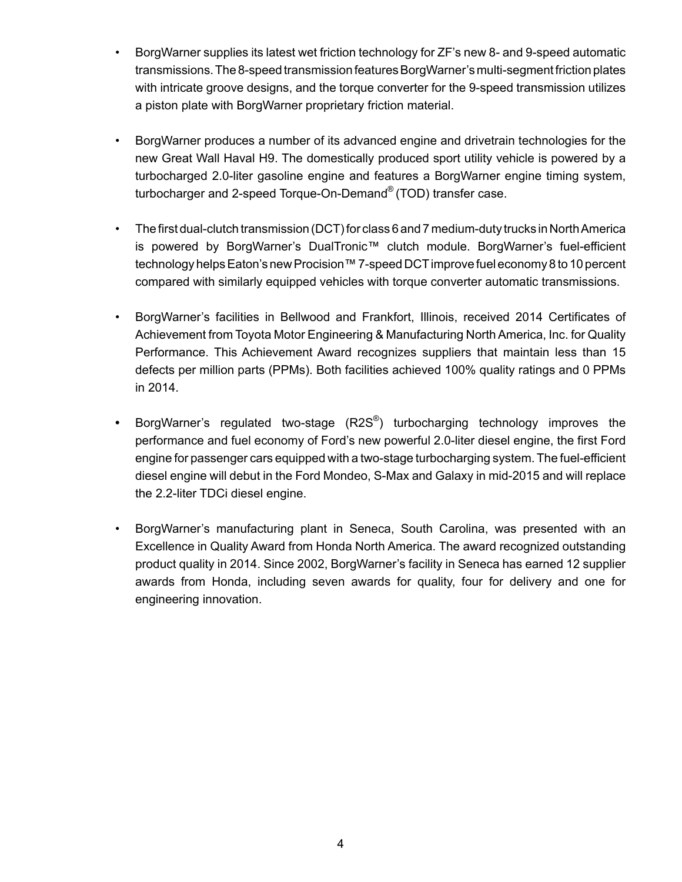- BorgWarner supplies its latest wet friction technology for ZF's new 8- and 9-speed automatic transmissions. The 8-speed transmission features BorgWarner's multi-segment friction plates with intricate groove designs, and the torque converter for the 9-speed transmission utilizes a piston plate with BorgWarner proprietary friction material.

- BorgWarner produces a number of its advanced engine and drivetrain technologies for the new Great Wall Haval H9. The domestically produced sport utility vehicle is powered by a turbocharged 2.0-liter gasoline engine and features a BorgWarner engine timing system, turbocharger and 2-speed Torque-On-Demand® (TOD) transfer case.

- The first dual-clutch transmission (DCT) for class 6 and 7 medium-duty trucks in North America is powered by BorgWarner's DualTronic™ clutch module. BorgWarner's fuel-efficient technology helps Eaton's new Procision™ 7-speed DCT improve fuel economy 8 to 10 percent compared with similarly equipped vehicles with torque converter automatic transmissions.

- BorgWarner's facilities in Bellwood and Frankfort, Illinois, received 2014 Certificates of Achievement from Toyota Motor Engineering & Manufacturing North America, Inc. for Quality Performance. This Achievement Award recognizes suppliers that maintain less than 15 defects per million parts (PPMs). Both facilities achieved 100% quality ratings and 0 PPMs in 2014.

- BorgWarner's regulated two-stage (R2S®) turbocharging technology improves the performance and fuel economy of Ford's new powerful 2.0-liter diesel engine, the first Ford engine for passenger cars equipped with a two-stage turbocharging system. The fuel-efficient diesel engine will debut in the Ford Mondeo, S-Max and Galaxy in mid-2015 and will replace the 2.2-liter TDCi diesel engine.

- BorgWarner's manufacturing plant in Seneca, South Carolina, was presented with an Excellence in Quality Award from Honda North America. The award recognized outstanding product quality in 2014. Since 2002, BorgWarner's facility in Seneca has earned 12 supplier awards from Honda, including seven awards for quality, four for delivery and one for engineering innovation.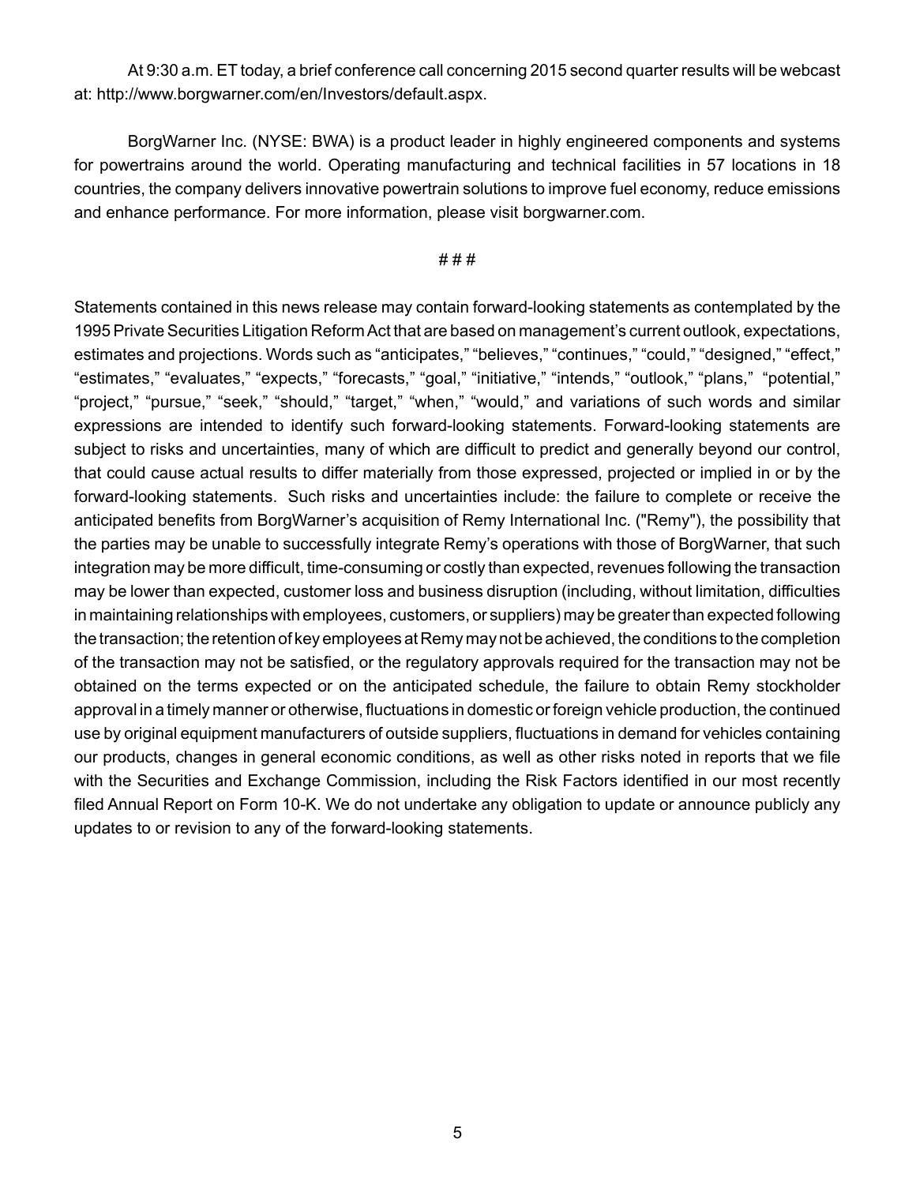At 9:30 a.m. ET today, a brief conference call concerning 2015 second quarter results will be webcast at: http://www.borgwarner.com/en/Investors/default.aspx.

BorgWarner Inc. (NYSE: BWA) is a product leader in highly engineered components and systems for powertrains around the world. Operating manufacturing and technical facilities in 57 locations in 18 countries, the company delivers innovative powertrain solutions to improve fuel economy, reduce emissions and enhance performance. For more information, please visit borgwarner.com.

# # #

Statements contained in this news release may contain forward-looking statements as contemplated by the 1995 Private Securities Litigation Reform Act that are based on management's current outlook, expectations, estimates and projections. Words such as "anticipates," "believes," "continues," "could," "designed," "effect," "estimates," "evaluates," "expects," "forecasts," "goal," "initiative," "intends," "outlook," "plans," "potential," "project," "pursue," "seek," "should," "target," "when," "would," and variations of such words and similar expressions are intended to identify such forward-looking statements. Forward-looking statements are subject to risks and uncertainties, many of which are difficult to predict and generally beyond our control, that could cause actual results to differ materially from those expressed, projected or implied in or by the forward-looking statements. Such risks and uncertainties include: the failure to complete or receive the anticipated benefits from BorgWarner's acquisition of Remy International Inc. ("Remy"), the possibility that the parties may be unable to successfully integrate Remy's operations with those of BorgWarner, that such integration may be more difficult, time-consuming or costly than expected, revenues following the transaction may be lower than expected, customer loss and business disruption (including, without limitation, difficulties in maintaining relationships with employees, customers, or suppliers) may be greater than expected following the transaction; the retention of key employees at Remy may not be achieved, the conditions to the completion of the transaction may not be satisfied, or the regulatory approvals required for the transaction may not be obtained on the terms expected or on the anticipated schedule, the failure to obtain Remy stockholder approval in a timely manner or otherwise, fluctuations in domestic or foreign vehicle production, the continued use by original equipment manufacturers of outside suppliers, fluctuations in demand for vehicles containing our products, changes in general economic conditions, as well as other risks noted in reports that we file with the Securities and Exchange Commission, including the Risk Factors identified in our most recently filed Annual Report on Form 10-K. We do not undertake any obligation to update or announce publicly any updates to or revision to any of the forward-looking statements.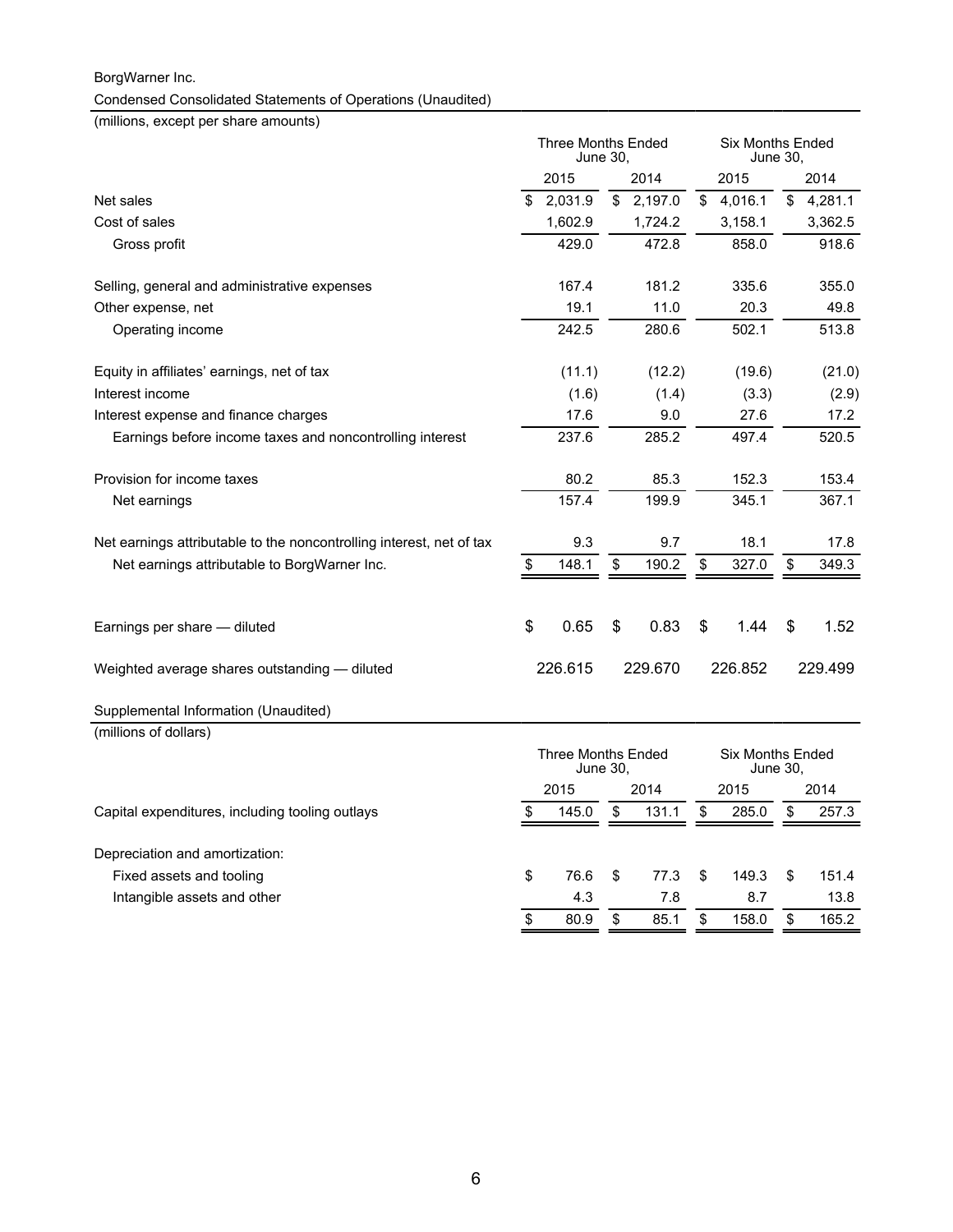BorgWarner Inc.

Condensed Consolidated Statements of Operations (Unaudited)

(millions, except per share amounts)

| | Three Months Ended June 30, | | Six Months Ended June 30, | |
|---|---|---|---|---|
| | 2015 | 2014 | 2015 | 2014 |
| Net sales | $ 2,031.9 | $ 2,197.0 | $ 4,016.1 | $ 4,281.1 |
| Cost of sales | 1,602.9 | 1,724.2 | 3,158.1 | 3,362.5 |
| Gross profit | 429.0 | 472.8 | 858.0 | 918.6 |
| | | | | |
| Selling, general and administrative expenses | 167.4 | 181.2 | 335.6 | 355.0 |
| Other expense, net | 19.1 | 11.0 | 20.3 | 49.8 |
| Operating income | 242.5 | 280.6 | 502.1 | 513.8 |
| | | | | |
| Equity in affiliates' earnings, net of tax | (11.1) | (12.2) | (19.6) | (21.0) |
| Interest income | (1.6) | (1.4) | (3.3) | (2.9) |
| Interest expense and finance charges | 17.6 | 9.0 | 27.6 | 17.2 |
| Earnings before income taxes and noncontrolling interest | 237.6 | 285.2 | 497.4 | 520.5 |
| | | | | |
| Provision for income taxes | 80.2 | 85.3 | 152.3 | 153.4 |
| Net earnings | 157.4 | 199.9 | 345.1 | 367.1 |
| | | | | |
| Net earnings attributable to the noncontrolling interest, net of tax | 9.3 | 9.7 | 18.1 | 17.8 |
| Net earnings attributable to BorgWarner Inc. | $ 148.1 | $ 190.2 | $ 327.0 | $ 349.3 |
| | | | | |
| Earnings per share — diluted | $ 0.65 | $ 0.83 | $ 1.44 | $ 1.52 |
| | | | | |
| Weighted average shares outstanding — diluted | 226.615 | 229.670 | 226.852 | 229.499 |

Supplemental Information (Unaudited)

(millions of dollars)

| | Three Months Ended June 30, | | Six Months Ended June 30, | |
|---|---|---|---|---|
| | 2015 | 2014 | 2015 | 2014 |
| Capital expenditures, including tooling outlays | $ 145.0 | $ 131.1 | $ 285.0 | $ 257.3 |
| | | | | |
| Depreciation and amortization: | | | | |
| Fixed assets and tooling | $ 76.6 | $ 77.3 | $ 149.3 | $ 151.4 |
| Intangible assets and other | 4.3 | 7.8 | 8.7 | 13.8 |
| | $ 80.9 | $ 85.1 | $ 158.0 | $ 165.2 |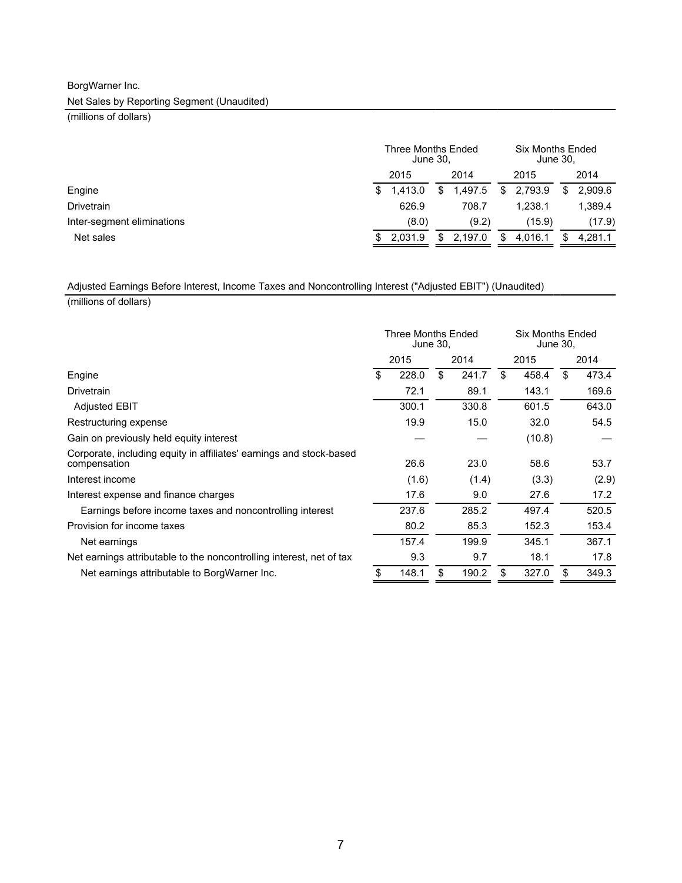BorgWarner Inc.

Net Sales by Reporting Segment (Unaudited)

(millions of dollars)

| | Three Months Ended June 30, | | Six Months Ended June 30, | |
|---|---|---|---|---|
| | 2015 | 2014 | 2015 | 2014 |
| Engine | $ 1,413.0 | $ 1,497.5 | $ 2,793.9 | $ 2,909.6 |
| Drivetrain | 626.9 | 708.7 | 1,238.1 | 1,389.4 |
| Inter-segment eliminations | (8.0) | (9.2) | (15.9) | (17.9) |
| Net sales | $ 2,031.9 | $ 2,197.0 | $ 4,016.1 | $ 4,281.1 |

Adjusted Earnings Before Interest, Income Taxes and Noncontrolling Interest ("Adjusted EBIT") (Unaudited)

(millions of dollars)

| | Three Months Ended June 30, | | Six Months Ended June 30, | |
|---|---|---|---|---|
| | 2015 | 2014 | 2015 | 2014 |
| Engine | $ 228.0 | $ 241.7 | $ 458.4 | $ 473.4 |
| Drivetrain | 72.1 | 89.1 | 143.1 | 169.6 |
| Adjusted EBIT | 300.1 | 330.8 | 601.5 | 643.0 |
| Restructuring expense | 19.9 | 15.0 | 32.0 | 54.5 |
| Gain on previously held equity interest | — | — | (10.8) | — |
| Corporate, including equity in affiliates' earnings and stock-based compensation | 26.6 | 23.0 | 58.6 | 53.7 |
| Interest income | (1.6) | (1.4) | (3.3) | (2.9) |
| Interest expense and finance charges | 17.6 | 9.0 | 27.6 | 17.2 |
| Earnings before income taxes and noncontrolling interest | 237.6 | 285.2 | 497.4 | 520.5 |
| Provision for income taxes | 80.2 | 85.3 | 152.3 | 153.4 |
| Net earnings | 157.4 | 199.9 | 345.1 | 367.1 |
| Net earnings attributable to the noncontrolling interest, net of tax | 9.3 | 9.7 | 18.1 | 17.8 |
| Net earnings attributable to BorgWarner Inc. | $ 148.1 | $ 190.2 | $ 327.0 | $ 349.3 |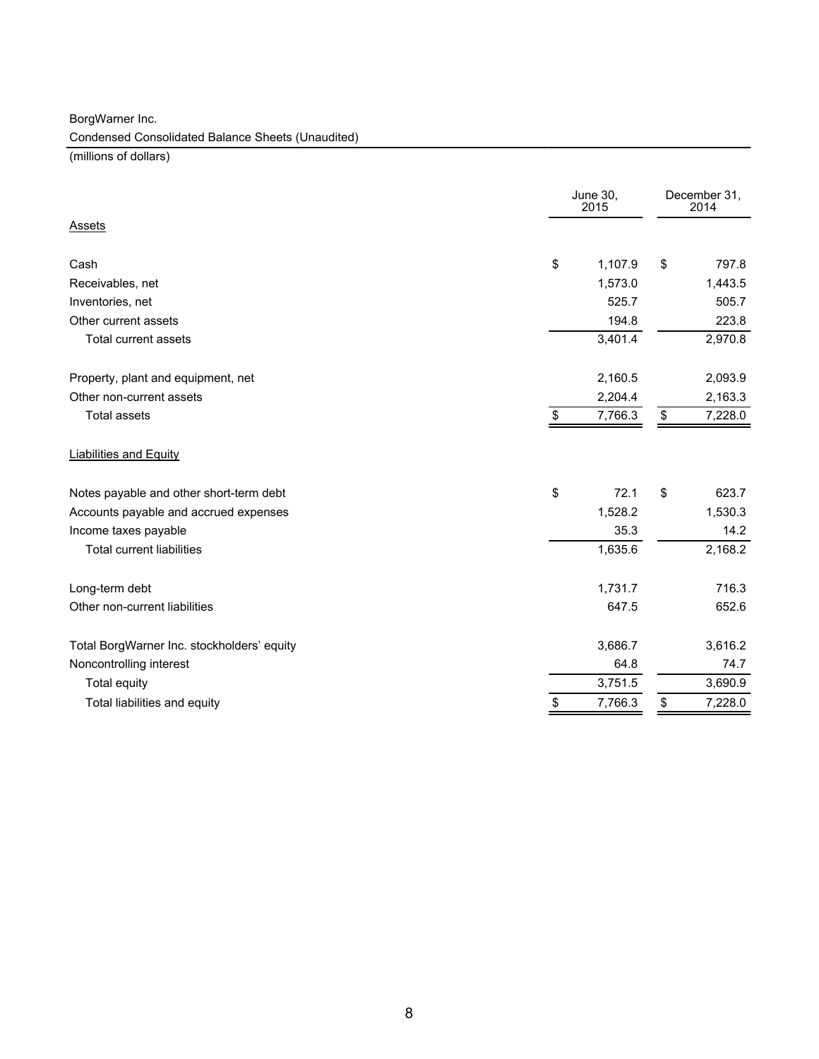BorgWarner Inc.

Condensed Consolidated Balance Sheets (Unaudited)

(millions of dollars)

| | June 30, 2015 | December 31, 2014 |
|---|---|---|
| Assets | | |
| Cash | $ 1,107.9 | $ 797.8 |
| Receivables, net | 1,573.0 | 1,443.5 |
| Inventories, net | 525.7 | 505.7 |
| Other current assets | 194.8 | 223.8 |
| Total current assets | 3,401.4 | 2,970.8 |
| Property, plant and equipment, net | 2,160.5 | 2,093.9 |
| Other non-current assets | 2,204.4 | 2,163.3 |
| Total assets | $ 7,766.3 | $ 7,228.0 |
| Liabilities and Equity | | |
| Notes payable and other short-term debt | $ 72.1 | $ 623.7 |
| Accounts payable and accrued expenses | 1,528.2 | 1,530.3 |
| Income taxes payable | 35.3 | 14.2 |
| Total current liabilities | 1,635.6 | 2,168.2 |
| Long-term debt | 1,731.7 | 716.3 |
| Other non-current liabilities | 647.5 | 652.6 |
| Total BorgWarner Inc. stockholders' equity | 3,686.7 | 3,616.2 |
| Noncontrolling interest | 64.8 | 74.7 |
| Total equity | 3,751.5 | 3,690.9 |
| Total liabilities and equity | $ 7,766.3 | $ 7,228.0 |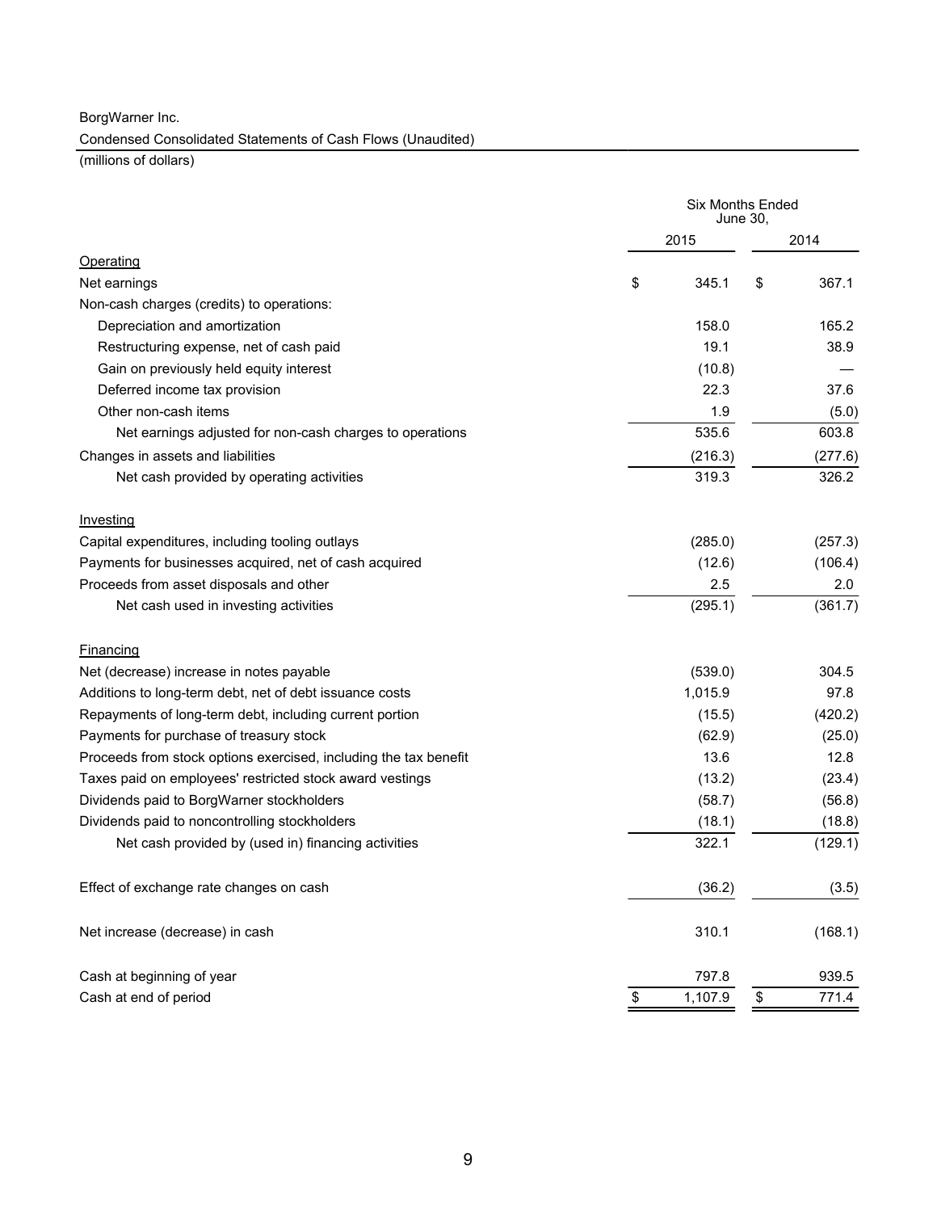BorgWarner Inc.

Condensed Consolidated Statements of Cash Flows (Unaudited)

(millions of dollars)

| | Six Months Ended June 30, | |
|---|---|---|
| | 2015 | 2014 |
| Operating | | |
| Net earnings | $ 345.1 | $ 367.1 |
| Non-cash charges (credits) to operations: | | |
| Depreciation and amortization | 158.0 | 165.2 |
| Restructuring expense, net of cash paid | 19.1 | 38.9 |
| Gain on previously held equity interest | (10.8) | — |
| Deferred income tax provision | 22.3 | 37.6 |
| Other non-cash items | 1.9 | (5.0) |
| Net earnings adjusted for non-cash charges to operations | 535.6 | 603.8 |
| Changes in assets and liabilities | (216.3) | (277.6) |
| Net cash provided by operating activities | 319.3 | 326.2 |
| Investing | | |
| Capital expenditures, including tooling outlays | (285.0) | (257.3) |
| Payments for businesses acquired, net of cash acquired | (12.6) | (106.4) |
| Proceeds from asset disposals and other | 2.5 | 2.0 |
| Net cash used in investing activities | (295.1) | (361.7) |
| Financing | | |
| Net (decrease) increase in notes payable | (539.0) | 304.5 |
| Additions to long-term debt, net of debt issuance costs | 1,015.9 | 97.8 |
| Repayments of long-term debt, including current portion | (15.5) | (420.2) |
| Payments for purchase of treasury stock | (62.9) | (25.0) |
| Proceeds from stock options exercised, including the tax benefit | 13.6 | 12.8 |
| Taxes paid on employees' restricted stock award vestings | (13.2) | (23.4) |
| Dividends paid to BorgWarner stockholders | (58.7) | (56.8) |
| Dividends paid to noncontrolling stockholders | (18.1) | (18.8) |
| Net cash provided by (used in) financing activities | 322.1 | (129.1) |
| Effect of exchange rate changes on cash | (36.2) | (3.5) |
| Net increase (decrease) in cash | 310.1 | (168.1) |
| Cash at beginning of year | 797.8 | 939.5 |
| Cash at end of period | $ 1,107.9 | $ 771.4 |